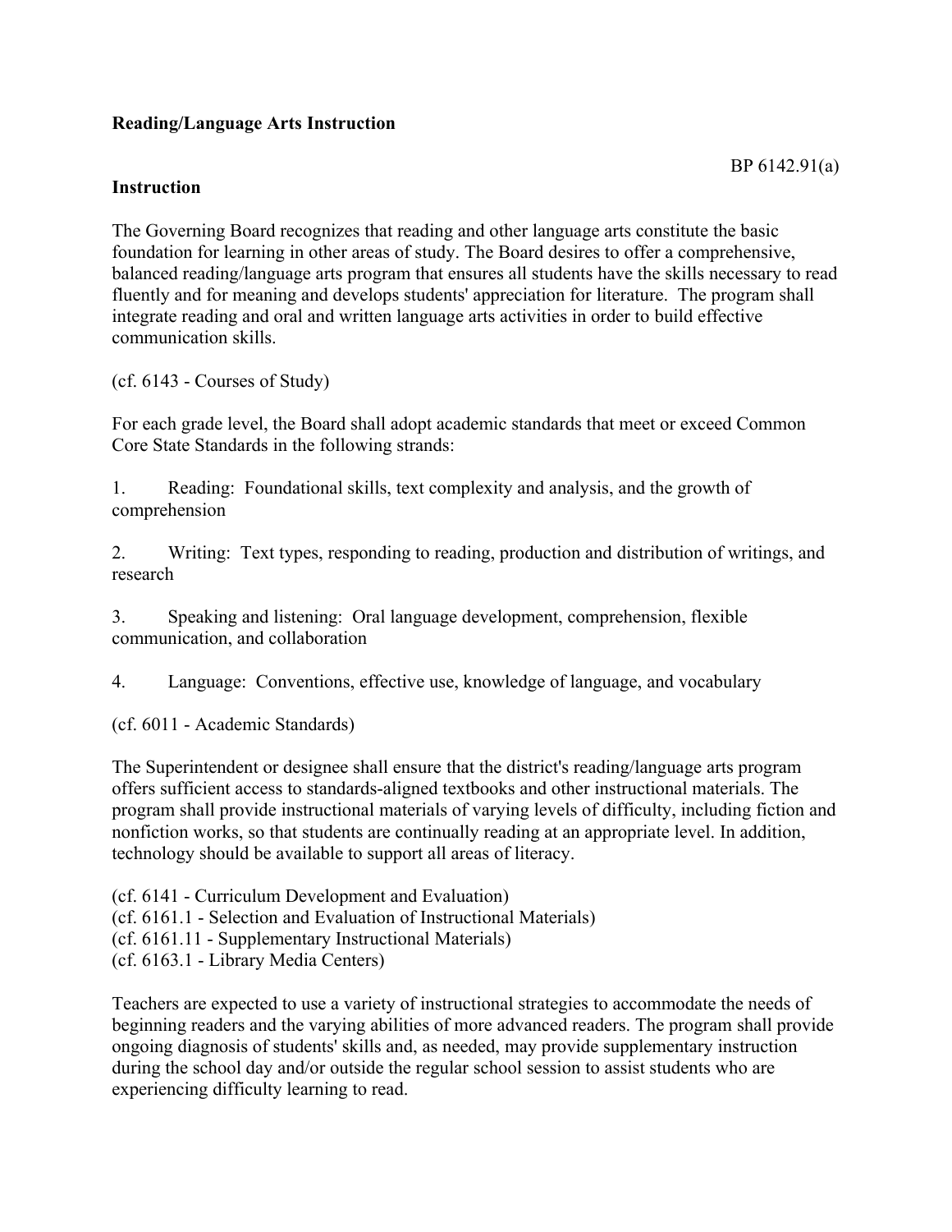**Reading/Language Arts Instruction**

BP 6142.91(a)

**Instruction**

The Governing Board recognizes that reading and other language arts constitute the basic foundation for learning in other areas of study. The Board desires to offer a comprehensive, balanced reading/language arts program that ensures all students have the skills necessary to read fluently and for meaning and develops students' appreciation for literature. The program shall integrate reading and oral and written language arts activities in order to build effective communication skills.

(cf. 6143 - Courses of Study)

For each grade level, the Board shall adopt academic standards that meet or exceed Common Core State Standards in the following strands:

1. Reading: Foundational skills, text complexity and analysis, and the growth of comprehension

2. Writing: Text types, responding to reading, production and distribution of writings, and research

3. Speaking and listening: Oral language development, comprehension, flexible communication, and collaboration

4. Language: Conventions, effective use, knowledge of language, and vocabulary

(cf. 6011 - Academic Standards)

The Superintendent or designee shall ensure that the district's reading/language arts program offers sufficient access to standards-aligned textbooks and other instructional materials. The program shall provide instructional materials of varying levels of difficulty, including fiction and nonfiction works, so that students are continually reading at an appropriate level. In addition, technology should be available to support all areas of literacy.

(cf. 6141 - Curriculum Development and Evaluation)
(cf. 6161.1 - Selection and Evaluation of Instructional Materials)
(cf. 6161.11 - Supplementary Instructional Materials)
(cf. 6163.1 - Library Media Centers)

Teachers are expected to use a variety of instructional strategies to accommodate the needs of beginning readers and the varying abilities of more advanced readers. The program shall provide ongoing diagnosis of students' skills and, as needed, may provide supplementary instruction during the school day and/or outside the regular school session to assist students who are experiencing difficulty learning to read.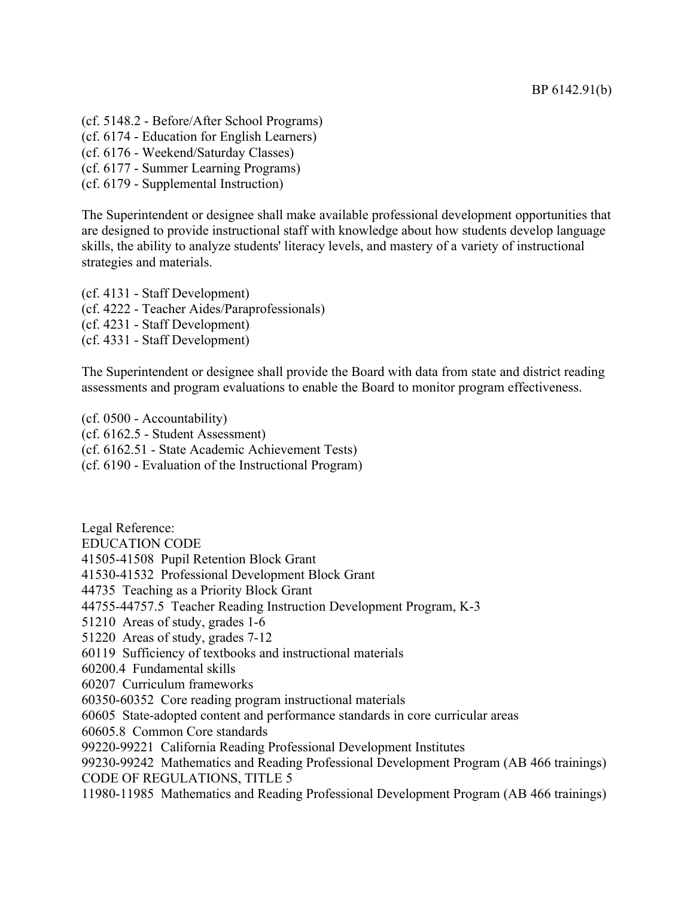(cf. 5148.2 - Before/After School Programs)
(cf. 6174 - Education for English Learners)
(cf. 6176 - Weekend/Saturday Classes)
(cf. 6177 - Summer Learning Programs)
(cf. 6179 - Supplemental Instruction)

The Superintendent or designee shall make available professional development opportunities that are designed to provide instructional staff with knowledge about how students develop language skills, the ability to analyze students' literacy levels, and mastery of a variety of instructional strategies and materials.

(cf. 4131 - Staff Development)
(cf. 4222 - Teacher Aides/Paraprofessionals)
(cf. 4231 - Staff Development)
(cf. 4331 - Staff Development)

The Superintendent or designee shall provide the Board with data from state and district reading assessments and program evaluations to enable the Board to monitor program effectiveness.

(cf. 0500 - Accountability)
(cf. 6162.5 - Student Assessment)
(cf. 6162.51 - State Academic Achievement Tests)
(cf. 6190 - Evaluation of the Instructional Program)

Legal Reference:
EDUCATION CODE
41505-41508 Pupil Retention Block Grant
41530-41532 Professional Development Block Grant
44735 Teaching as a Priority Block Grant
44755-44757.5 Teacher Reading Instruction Development Program, K-3
51210 Areas of study, grades 1-6
51220 Areas of study, grades 7-12
60119 Sufficiency of textbooks and instructional materials
60200.4 Fundamental skills
60207 Curriculum frameworks
60350-60352 Core reading program instructional materials
60605 State-adopted content and performance standards in core curricular areas
60605.8 Common Core standards
99220-99221 California Reading Professional Development Institutes
99230-99242 Mathematics and Reading Professional Development Program (AB 466 trainings)
CODE OF REGULATIONS, TITLE 5
11980-11985 Mathematics and Reading Professional Development Program (AB 466 trainings)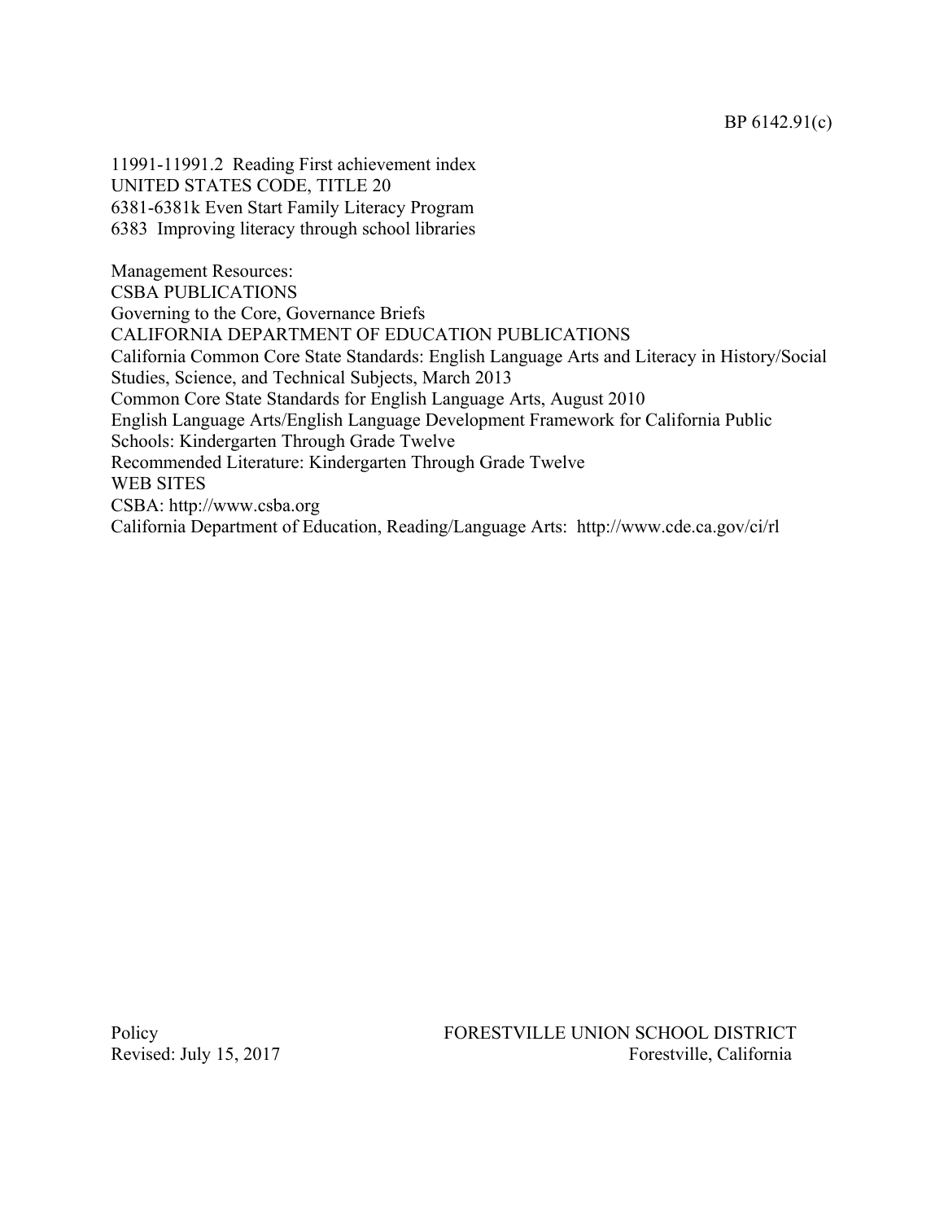11991-11991.2 Reading First achievement index
UNITED STATES CODE, TITLE 20
6381-6381k Even Start Family Literacy Program
6383 Improving literacy through school libraries

Management Resources:
CSBA PUBLICATIONS
Governing to the Core, Governance Briefs
CALIFORNIA DEPARTMENT OF EDUCATION PUBLICATIONS
California Common Core State Standards: English Language Arts and Literacy in History/Social Studies, Science, and Technical Subjects, March 2013
Common Core State Standards for English Language Arts, August 2010
English Language Arts/English Language Development Framework for California Public Schools: Kindergarten Through Grade Twelve
Recommended Literature: Kindergarten Through Grade Twelve
WEB SITES
CSBA: http://www.csba.org
California Department of Education, Reading/Language Arts: http://www.cde.ca.gov/ci/rl

Policy
Revised: July 15, 2017

FORESTVILLE UNION SCHOOL DISTRICT
Forestville, California